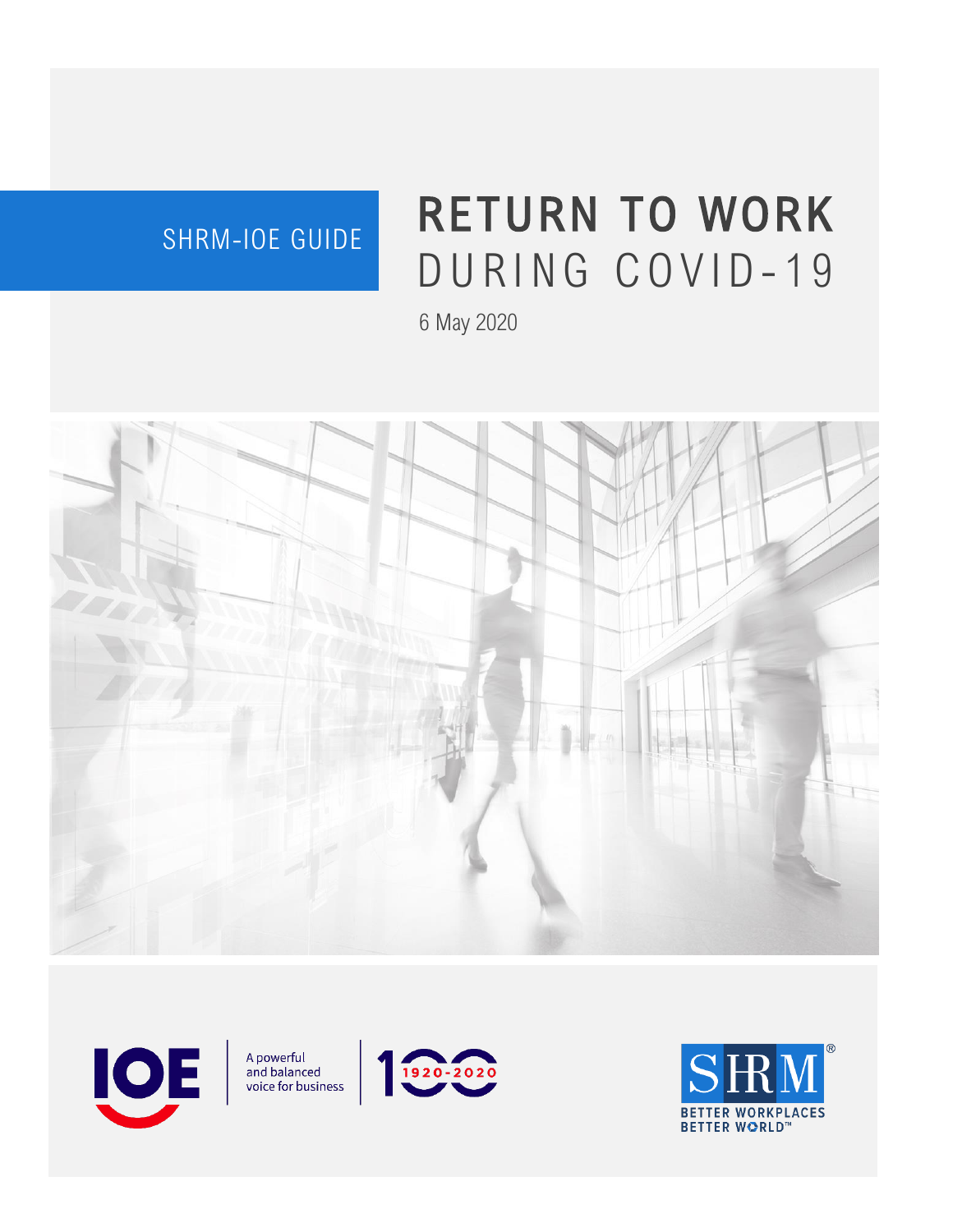SHRM-IOE GUIDE

# RETURN TO WORK DURING COVID-19

6 May 2020

IOE | A powerful and balanced voice for business | 100 1920-2020

SHRM® BETTER WORKPLACES BETTER WORLD™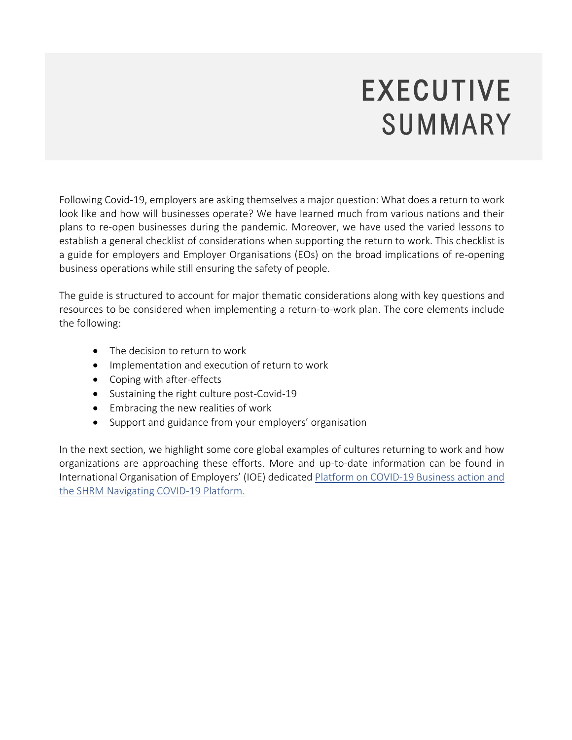# EXECUTIVE SUMMARY

Following Covid-19, employers are asking themselves a major question: What does a return to work look like and how will businesses operate? We have learned much from various nations and their plans to re-open businesses during the pandemic. Moreover, we have used the varied lessons to establish a general checklist of considerations when supporting the return to work. This checklist is a guide for employers and Employer Organisations (EOs) on the broad implications of re-opening business operations while still ensuring the safety of people.

The guide is structured to account for major thematic considerations along with key questions and resources to be considered when implementing a return-to-work plan. The core elements include the following:

- The decision to return to work
- Implementation and execution of return to work
- Coping with after-effects
- Sustaining the right culture post-Covid-19
- Embracing the new realities of work
- Support and guidance from your employers' organisation

In the next section, we highlight some core global examples of cultures returning to work and how organizations are approaching these efforts. More and up-to-date information can be found in International Organisation of Employers' (IOE) dedicated Platform on COVID-19 Business action and the SHRM Navigating COVID-19 Platform.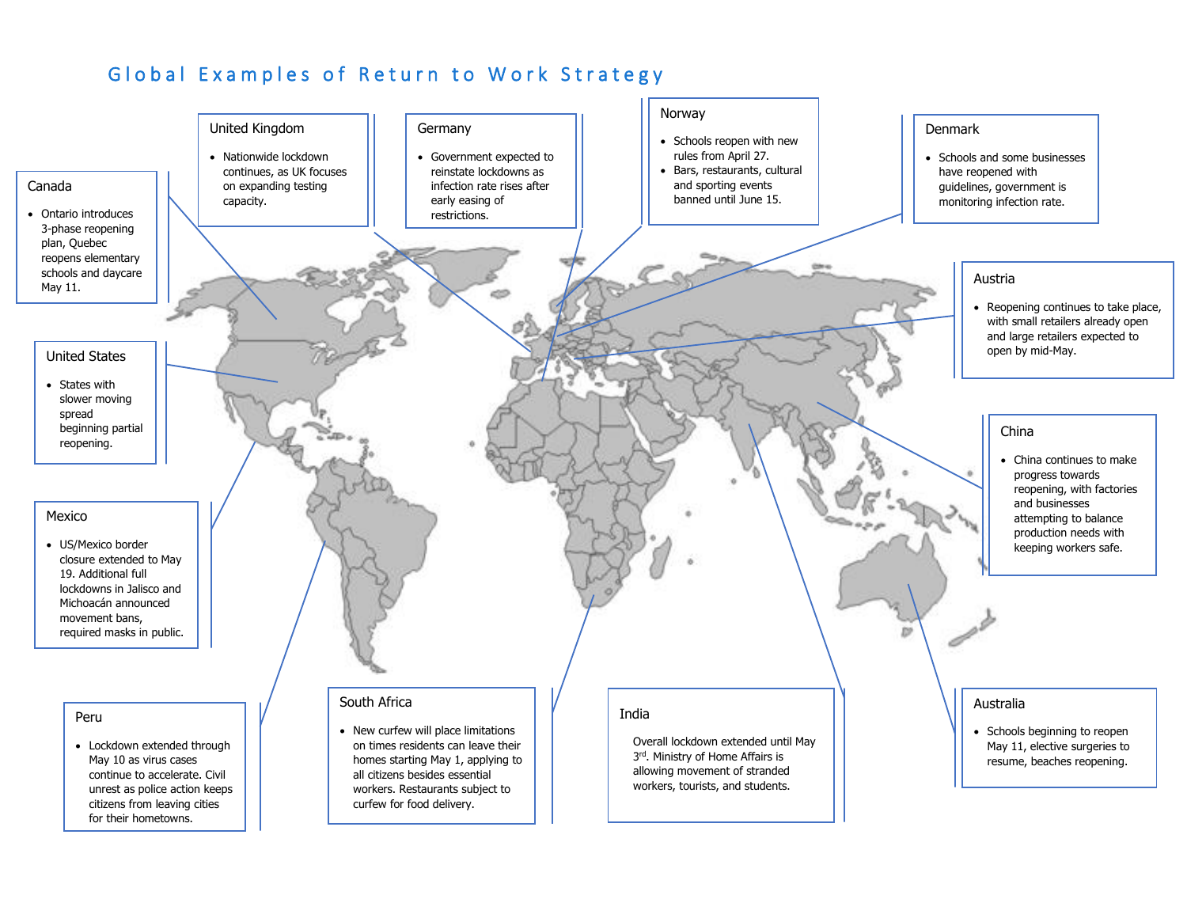# Global Examples of Return to Work Strategy

### Canada

- Ontario introduces 3-phase reopening plan, Quebec reopens elementary schools and daycare May 11.

### United Kingdom

- Nationwide lockdown continues, as UK focuses on expanding testing capacity.

### Germany

- Government expected to reinstate lockdowns as infection rate rises after early easing of restrictions.

### Norway

- Schools reopen with new rules from April 27.
- Bars, restaurants, cultural and sporting events banned until June 15.

### Denmark

- Schools and some businesses have reopened with guidelines, government is monitoring infection rate.

### Austria

- Reopening continues to take place, with small retailers already open and large retailers expected to open by mid-May.

### United States

- States with slower moving spread beginning partial reopening.

### China

- China continues to make progress towards reopening, with factories and businesses attempting to balance production needs with keeping workers safe.

### Mexico

- US/Mexico border closure extended to May 19. Additional full lockdowns in Jalisco and Michoacán announced movement bans, required masks in public.

### Peru

- Lockdown extended through May 10 as virus cases continue to accelerate. Civil unrest as police action keeps citizens from leaving cities for their hometowns.

### South Africa

- New curfew will place limitations on times residents can leave their homes starting May 1, applying to all citizens besides essential workers. Restaurants subject to curfew for food delivery.

### India

Overall lockdown extended until May 3rd. Ministry of Home Affairs is allowing movement of stranded workers, tourists, and students.

### Australia

- Schools beginning to reopen May 11, elective surgeries to resume, beaches reopening.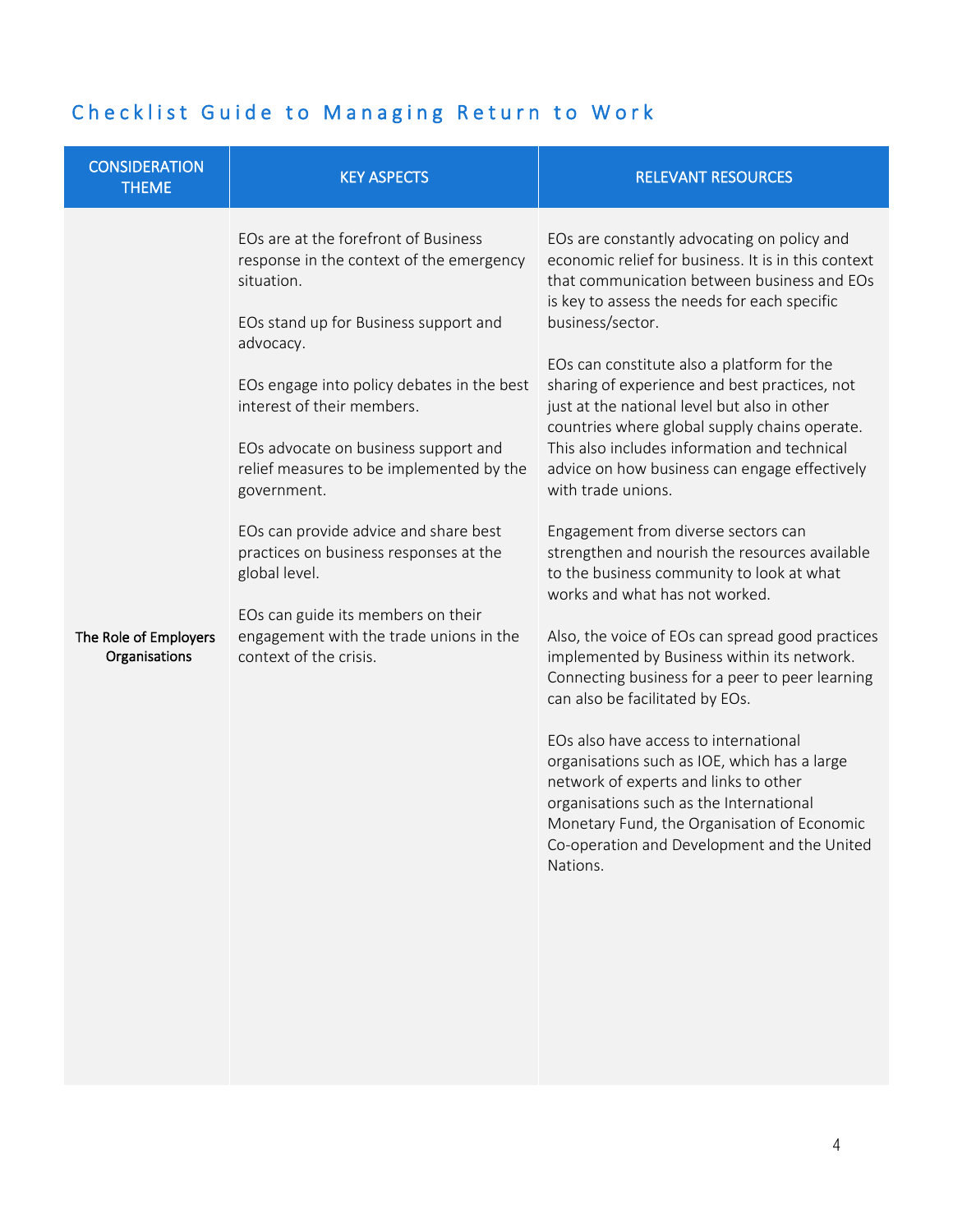## Checklist Guide to Managing Return to Work

| CONSIDERATION THEME | KEY ASPECTS | RELEVANT RESOURCES |
| --- | --- | --- |
| The Role of Employers Organisations | EOs are at the forefront of Business response in the context of the emergency situation.<br><br>EOs stand up for Business support and advocacy.<br><br>EOs engage into policy debates in the best interest of their members.<br><br>EOs advocate on business support and relief measures to be implemented by the government.<br><br>EOs can provide advice and share best practices on business responses at the global level.<br><br>EOs can guide its members on their engagement with the trade unions in the context of the crisis. | EOs are constantly advocating on policy and economic relief for business. It is in this context that communication between business and EOs is key to assess the needs for each specific business/sector.<br><br>EOs can constitute also a platform for the sharing of experience and best practices, not just at the national level but also in other countries where global supply chains operate. This also includes information and technical advice on how business can engage effectively with trade unions.<br><br>Engagement from diverse sectors can strengthen and nourish the resources available to the business community to look at what works and what has not worked.<br><br>Also, the voice of EOs can spread good practices implemented by Business within its network. Connecting business for a peer to peer learning can also be facilitated by EOs.<br><br>EOs also have access to international organisations such as IOE, which has a large network of experts and links to other organisations such as the International Monetary Fund, the Organisation of Economic Co-operation and Development and the United Nations. |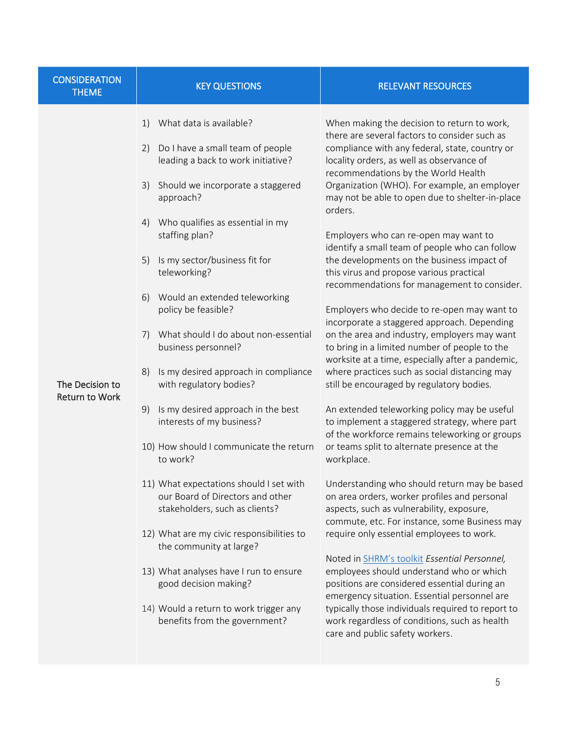| CONSIDERATION THEME | KEY QUESTIONS | RELEVANT RESOURCES |
| --- | --- | --- |
| The Decision to Return to Work | 1) What data is available?<br><br>2) Do I have a small team of people leading a back to work initiative?<br><br>3) Should we incorporate a staggered approach?<br><br>4) Who qualifies as essential in my staffing plan?<br><br>5) Is my sector/business fit for teleworking?<br><br>6) Would an extended teleworking policy be feasible?<br><br>7) What should I do about non-essential business personnel?<br><br>8) Is my desired approach in compliance with regulatory bodies?<br><br>9) Is my desired approach in the best interests of my business?<br><br>10) How should I communicate the return to work?<br><br>11) What expectations should I set with our Board of Directors and other stakeholders, such as clients?<br><br>12) What are my civic responsibilities to the community at large?<br><br>13) What analyses have I run to ensure good decision making?<br><br>14) Would a return to work trigger any benefits from the government? | When making the decision to return to work, there are several factors to consider such as compliance with any federal, state, country or locality orders, as well as observance of recommendations by the World Health Organization (WHO). For example, an employer may not be able to open due to shelter-in-place orders.<br><br>Employers who can re-open may want to identify a small team of people who can follow the developments on the business impact of this virus and propose various practical recommendations for management to consider.<br><br>Employers who decide to re-open may want to incorporate a staggered approach. Depending on the area and industry, employers may want to bring in a limited number of people to the worksite at a time, especially after a pandemic, where practices such as social distancing may still be encouraged by regulatory bodies.<br><br>An extended teleworking policy may be useful to implement a staggered strategy, where part of the workforce remains teleworking or groups or teams split to alternate presence at the workplace.<br><br>Understanding who should return may be based on area orders, worker profiles and personal aspects, such as vulnerability, exposure, commute, etc. For instance, some Business may require only essential employees to work.<br><br>Noted in SHRM's toolkit *Essential Personnel,* employees should understand who or which positions are considered essential during an emergency situation. Essential personnel are typically those individuals required to report to work regardless of conditions, such as health care and public safety workers. |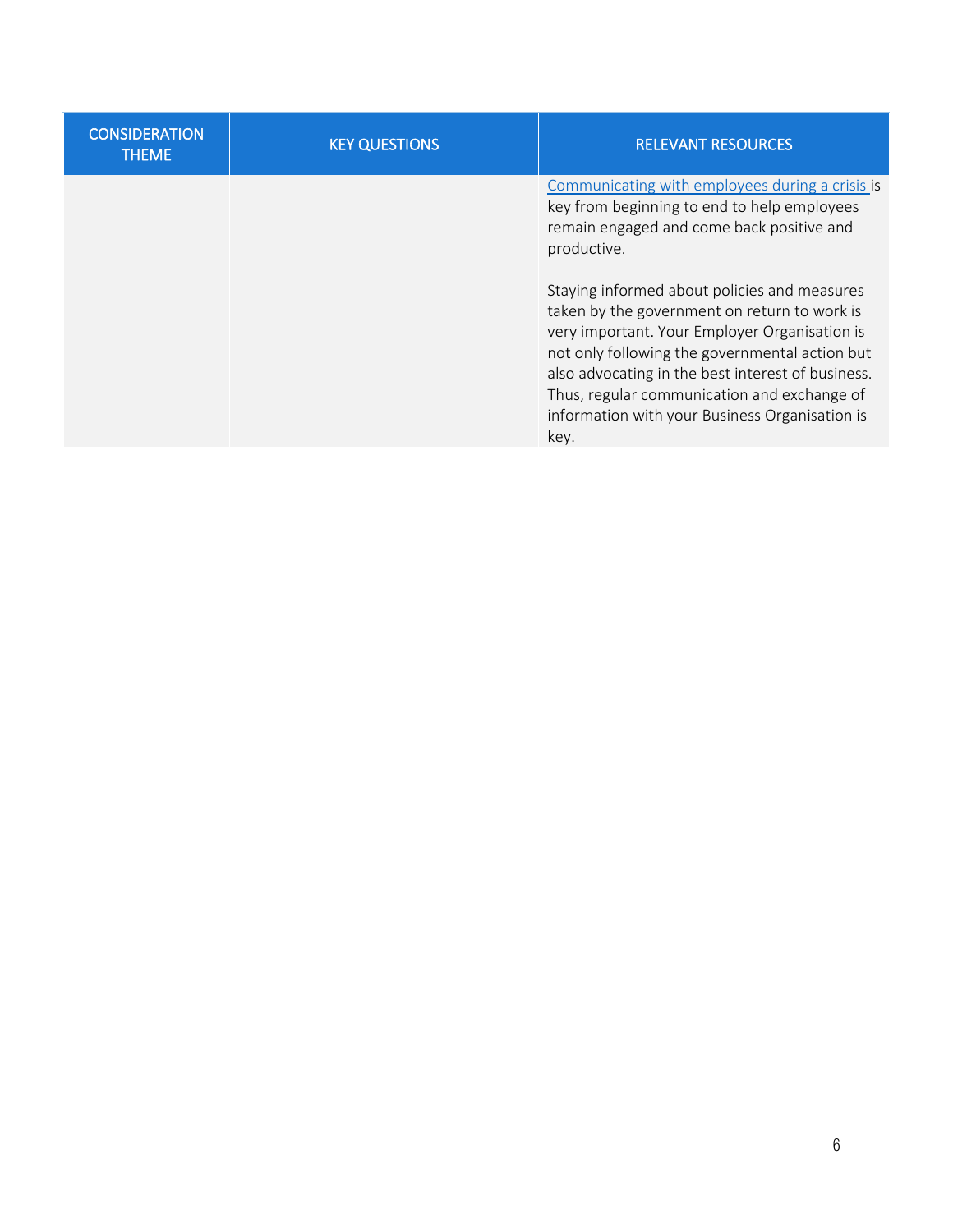| CONSIDERATION THEME | KEY QUESTIONS | RELEVANT RESOURCES |
|---|---|---|
| | | Communicating with employees during a crisis is key from beginning to end to help employees remain engaged and come back positive and productive.<br><br>Staying informed about policies and measures taken by the government on return to work is very important. Your Employer Organisation is not only following the governmental action but also advocating in the best interest of business. Thus, regular communication and exchange of information with your Business Organisation is key. |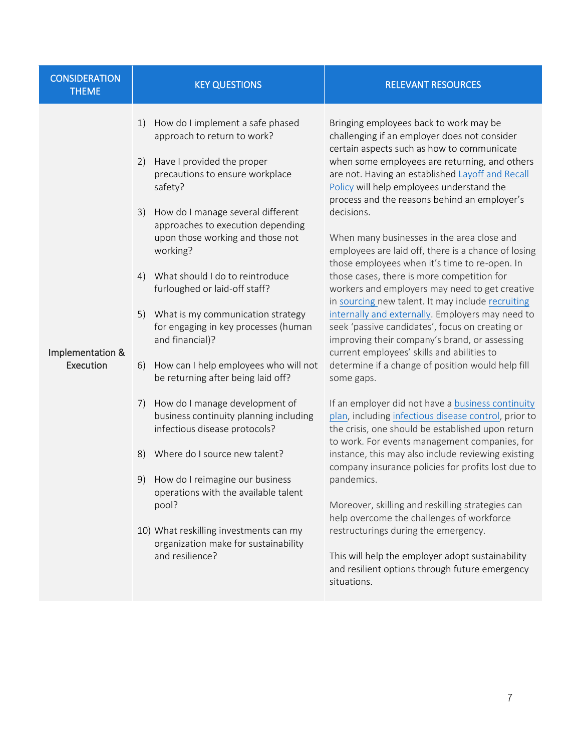| CONSIDERATION THEME | KEY QUESTIONS | RELEVANT RESOURCES |
|---|---|---|
| Implementation & Execution | 1) How do I implement a safe phased approach to return to work?<br><br>2) Have I provided the proper precautions to ensure workplace safety?<br><br>3) How do I manage several different approaches to execution depending upon those working and those not working?<br><br>4) What should I do to reintroduce furloughed or laid-off staff?<br><br>5) What is my communication strategy for engaging in key processes (human and financial)?<br><br>6) How can I help employees who will not be returning after being laid off?<br><br>7) How do I manage development of business continuity planning including infectious disease protocols?<br><br>8) Where do I source new talent?<br><br>9) How do I reimagine our business operations with the available talent pool?<br><br>10) What reskilling investments can my organization make for sustainability and resilience? | Bringing employees back to work may be challenging if an employer does not consider certain aspects such as how to communicate when some employees are returning, and others are not. Having an established Layoff and Recall Policy will help employees understand the process and the reasons behind an employer's decisions.<br><br>When many businesses in the area close and employees are laid off, there is a chance of losing those employees when it's time to re-open. In those cases, there is more competition for workers and employers may need to get creative in sourcing new talent. It may include recruiting internally and externally. Employers may need to seek 'passive candidates', focus on creating or improving their company's brand, or assessing current employees' skills and abilities to determine if a change of position would help fill some gaps.<br><br>If an employer did not have a business continuity plan, including infectious disease control, prior to the crisis, one should be established upon return to work. For events management companies, for instance, this may also include reviewing existing company insurance policies for profits lost due to pandemics.<br><br>Moreover, skilling and reskilling strategies can help overcome the challenges of workforce restructurings during the emergency.<br><br>This will help the employer adopt sustainability and resilient options through future emergency situations. |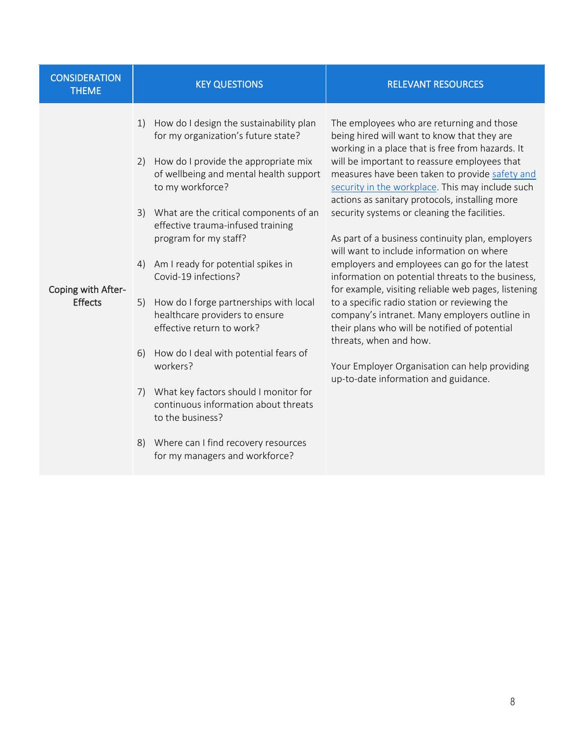| CONSIDERATION THEME | KEY QUESTIONS | RELEVANT RESOURCES |
|---|---|---|
| Coping with After-Effects | 1) How do I design the sustainability plan for my organization's future state?<br><br>2) How do I provide the appropriate mix of wellbeing and mental health support to my workforce?<br><br>3) What are the critical components of an effective trauma-infused training program for my staff?<br><br>4) Am I ready for potential spikes in Covid-19 infections?<br><br>5) How do I forge partnerships with local healthcare providers to ensure effective return to work?<br><br>6) How do I deal with potential fears of workers?<br><br>7) What key factors should I monitor for continuous information about threats to the business?<br><br>8) Where can I find recovery resources for my managers and workforce? | The employees who are returning and those being hired will want to know that they are working in a place that is free from hazards. It will be important to reassure employees that measures have been taken to provide safety and security in the workplace. This may include such actions as sanitary protocols, installing more security systems or cleaning the facilities.<br><br>As part of a business continuity plan, employers will want to include information on where employers and employees can go for the latest information on potential threats to the business, for example, visiting reliable web pages, listening to a specific radio station or reviewing the company's intranet. Many employers outline in their plans who will be notified of potential threats, when and how.<br><br>Your Employer Organisation can help providing up-to-date information and guidance. |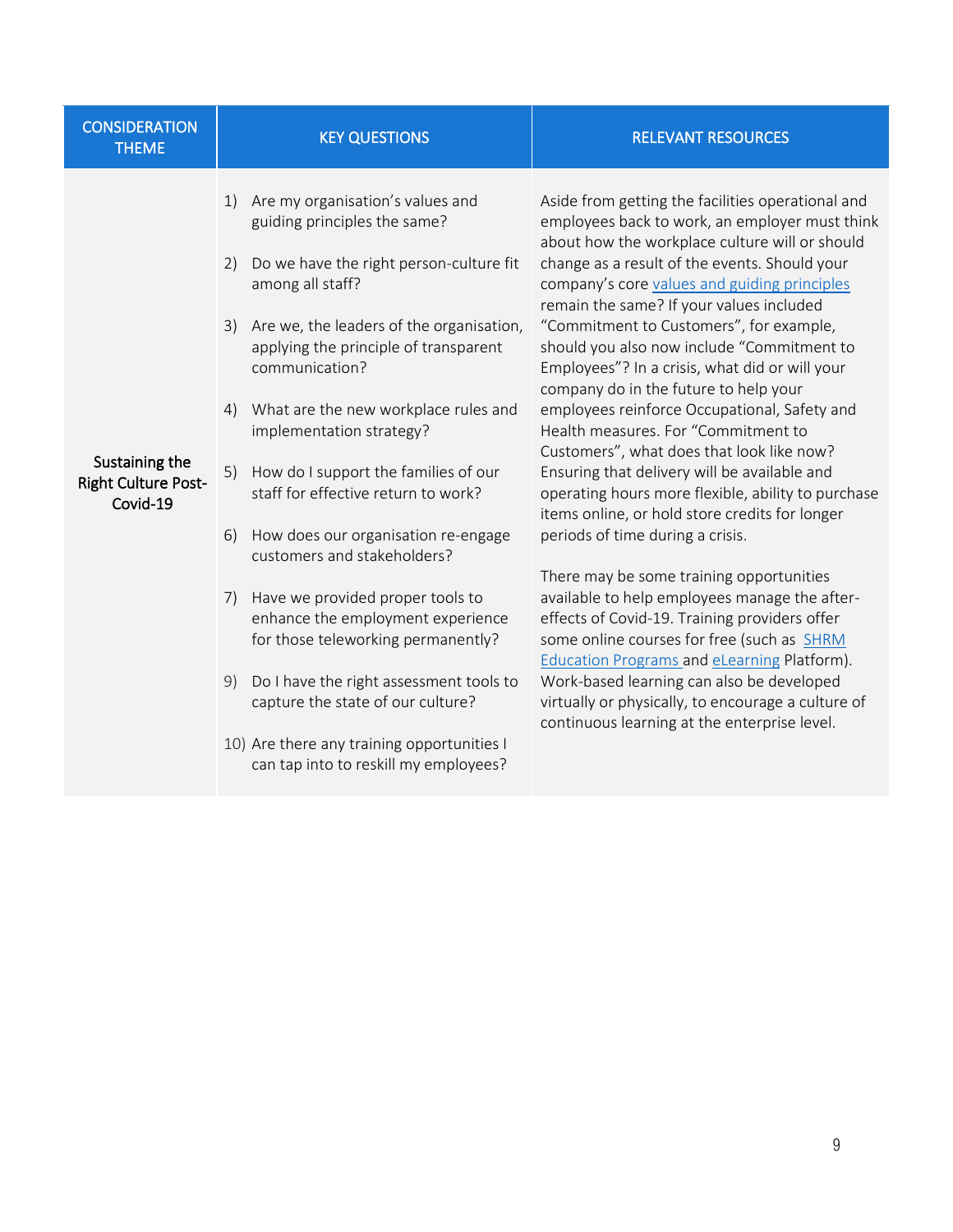| CONSIDERATION THEME | KEY QUESTIONS | RELEVANT RESOURCES |
|---|---|---|
| Sustaining the Right Culture Post-Covid-19 | 1) Are my organisation's values and guiding principles the same?<br><br>2) Do we have the right person-culture fit among all staff?<br><br>3) Are we, the leaders of the organisation, applying the principle of transparent communication?<br><br>4) What are the new workplace rules and implementation strategy?<br><br>5) How do I support the families of our staff for effective return to work?<br><br>6) How does our organisation re-engage customers and stakeholders?<br><br>7) Have we provided proper tools to enhance the employment experience for those teleworking permanently?<br><br>9) Do I have the right assessment tools to capture the state of our culture?<br><br>10) Are there any training opportunities I can tap into to reskill my employees? | Aside from getting the facilities operational and employees back to work, an employer must think about how the workplace culture will or should change as a result of the events. Should your company's core values and guiding principles remain the same? If your values included "Commitment to Customers", for example, should you also now include "Commitment to Employees"? In a crisis, what did or will your company do in the future to help your employees reinforce Occupational, Safety and Health measures. For "Commitment to Customers", what does that look like now? Ensuring that delivery will be available and operating hours more flexible, ability to purchase items online, or hold store credits for longer periods of time during a crisis.<br><br>There may be some training opportunities available to help employees manage the after-effects of Covid-19. Training providers offer some online courses for free (such as SHRM Education Programs and eLearning Platform). Work-based learning can also be developed virtually or physically, to encourage a culture of continuous learning at the enterprise level. |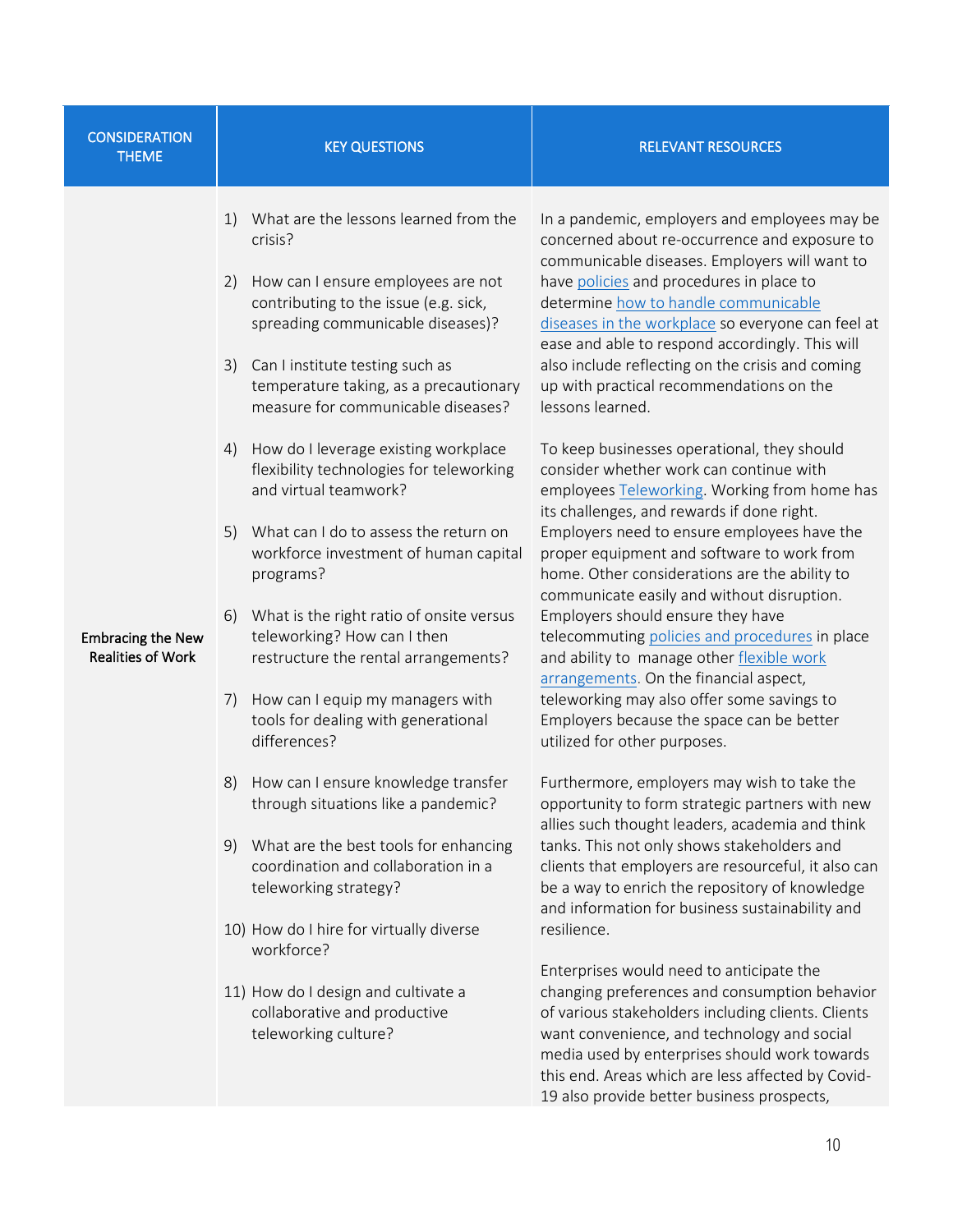| CONSIDERATION THEME | KEY QUESTIONS | RELEVANT RESOURCES |
|---|---|---|
| Embracing the New Realities of Work | 1) What are the lessons learned from the crisis?<br><br>2) How can I ensure employees are not contributing to the issue (e.g. sick, spreading communicable diseases)?<br><br>3) Can I institute testing such as temperature taking, as a precautionary measure for communicable diseases?<br><br>4) How do I leverage existing workplace flexibility technologies for teleworking and virtual teamwork?<br><br>5) What can I do to assess the return on workforce investment of human capital programs?<br><br>6) What is the right ratio of onsite versus teleworking? How can I then restructure the rental arrangements?<br><br>7) How can I equip my managers with tools for dealing with generational differences?<br><br>8) How can I ensure knowledge transfer through situations like a pandemic?<br><br>9) What are the best tools for enhancing coordination and collaboration in a teleworking strategy?<br><br>10) How do I hire for virtually diverse workforce?<br><br>11) How do I design and cultivate a collaborative and productive teleworking culture? | In a pandemic, employers and employees may be concerned about re-occurrence and exposure to communicable diseases. Employers will want to have policies and procedures in place to determine how to handle communicable diseases in the workplace so everyone can feel at ease and able to respond accordingly. This will also include reflecting on the crisis and coming up with practical recommendations on the lessons learned.<br><br>To keep businesses operational, they should consider whether work can continue with employees Teleworking. Working from home has its challenges, and rewards if done right. Employers need to ensure employees have the proper equipment and software to work from home. Other considerations are the ability to communicate easily and without disruption. Employers should ensure they have telecommuting policies and procedures in place and ability to manage other flexible work arrangements. On the financial aspect, teleworking may also offer some savings to Employers because the space can be better utilized for other purposes.<br><br>Furthermore, employers may wish to take the opportunity to form strategic partners with new allies such thought leaders, academia and think tanks. This not only shows stakeholders and clients that employers are resourceful, it also can be a way to enrich the repository of knowledge and information for business sustainability and resilience.<br><br>Enterprises would need to anticipate the changing preferences and consumption behavior of various stakeholders including clients. Clients want convenience, and technology and social media used by enterprises should work towards this end. Areas which are less affected by Covid-19 also provide better business prospects, |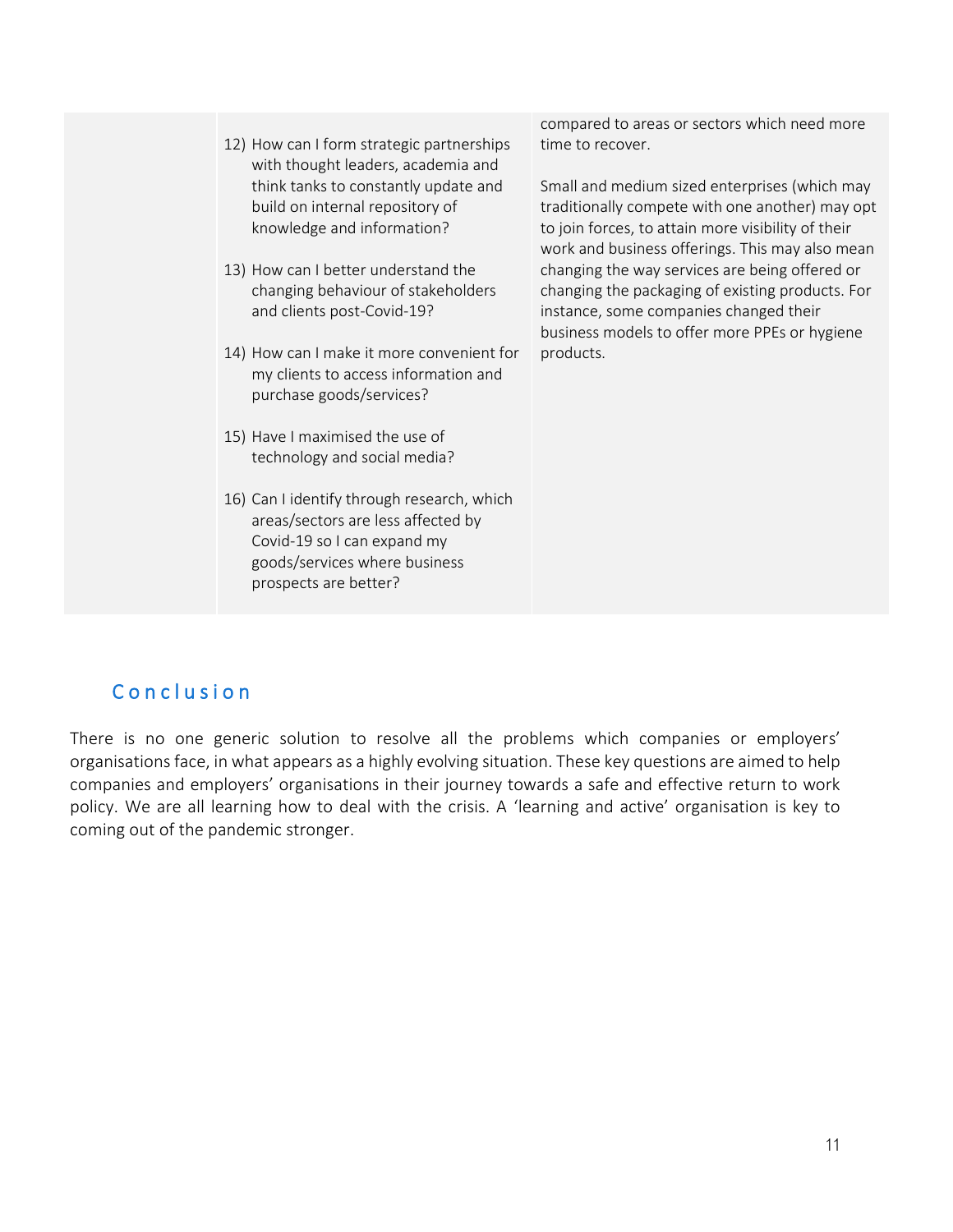| | | |
|---|---|---|
| | 12) How can I form strategic partnerships with thought leaders, academia and think tanks to constantly update and build on internal repository of knowledge and information?<br><br>13) How can I better understand the changing behaviour of stakeholders and clients post-Covid-19?<br><br>14) How can I make it more convenient for my clients to access information and purchase goods/services?<br><br>15) Have I maximised the use of technology and social media?<br><br>16) Can I identify through research, which areas/sectors are less affected by Covid-19 so I can expand my goods/services where business prospects are better? | compared to areas or sectors which need more time to recover.<br><br>Small and medium sized enterprises (which may traditionally compete with one another) may opt to join forces, to attain more visibility of their work and business offerings. This may also mean changing the way services are being offered or changing the packaging of existing products. For instance, some companies changed their business models to offer more PPEs or hygiene products. |

## Conclusion

There is no one generic solution to resolve all the problems which companies or employers' organisations face, in what appears as a highly evolving situation. These key questions are aimed to help companies and employers' organisations in their journey towards a safe and effective return to work policy. We are all learning how to deal with the crisis. A 'learning and active' organisation is key to coming out of the pandemic stronger.